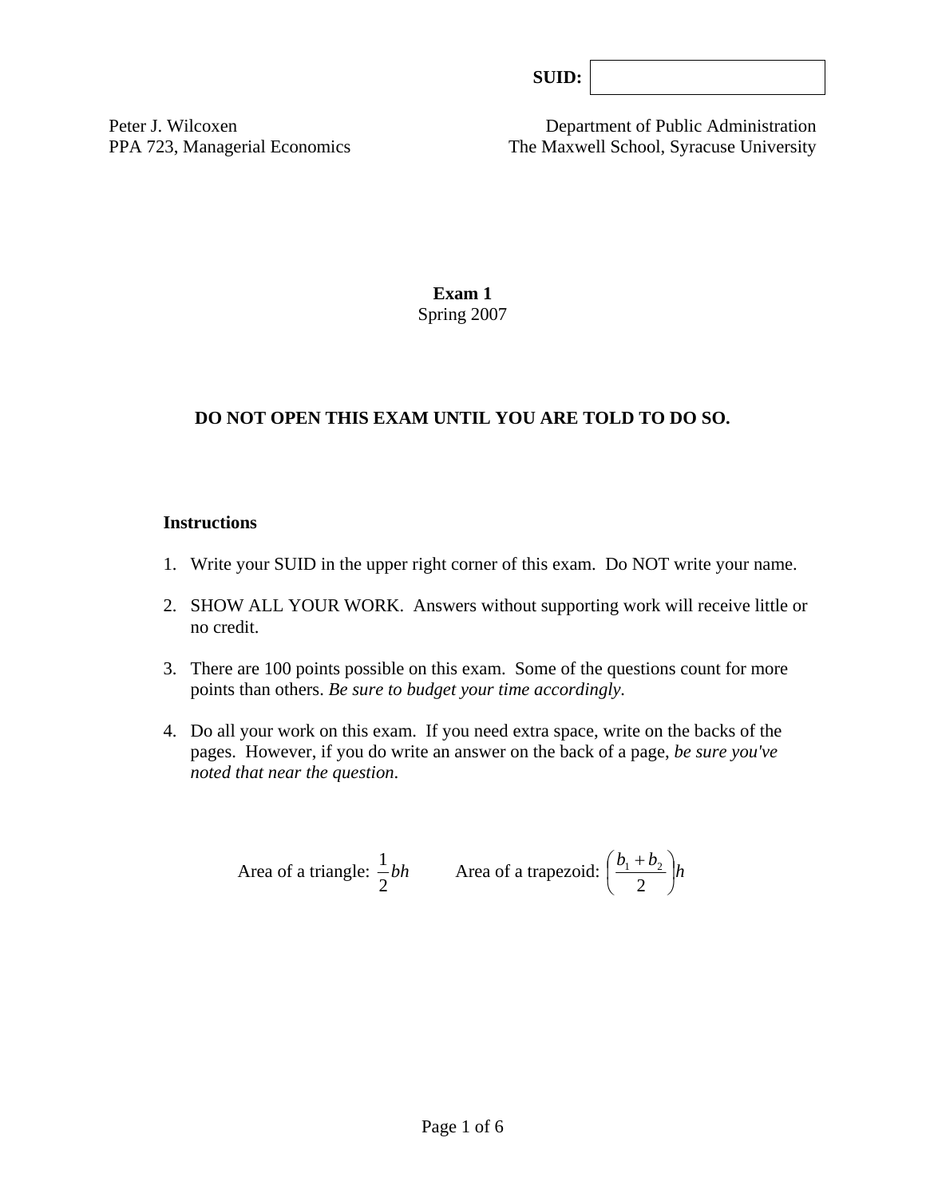SUID:

Peter J. Wilcoxen
PPA 723, Managerial Economics

Department of Public Administration
The Maxwell School, Syracuse University

**Exam 1**
Spring 2007

**DO NOT OPEN THIS EXAM UNTIL YOU ARE TOLD TO DO SO.**

**Instructions**

1. Write your SUID in the upper right corner of this exam. Do NOT write your name.
2. SHOW ALL YOUR WORK. Answers without supporting work will receive little or no credit.
3. There are 100 points possible on this exam. Some of the questions count for more points than others. *Be sure to budget your time accordingly*.
4. Do all your work on this exam. If you need extra space, write on the backs of the pages. However, if you do write an answer on the back of a page, *be sure you've noted that near the question*.

Area of a triangle: $\frac{1}{2}bh$ Area of a trapezoid: $\left(\frac{b_1 + b_2}{2}\right)h$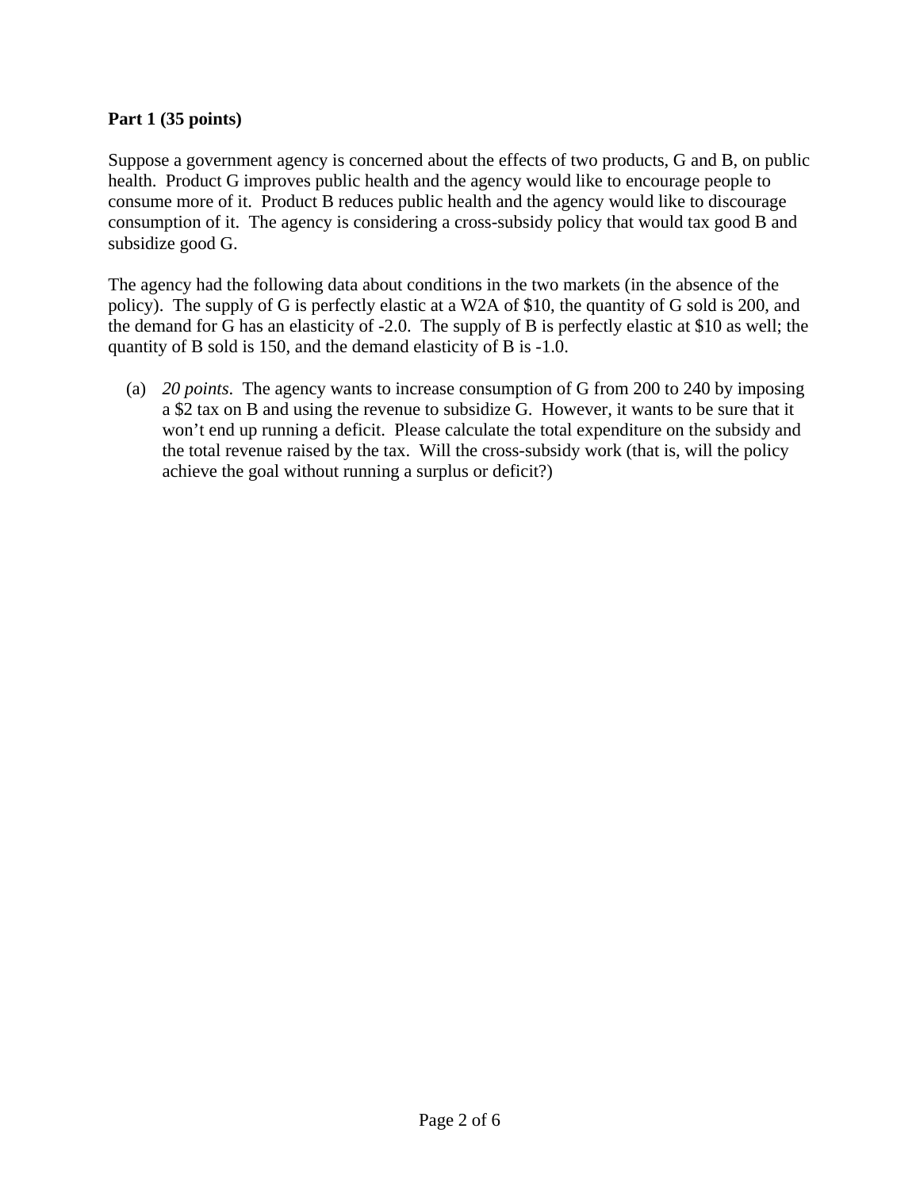**Part 1 (35 points)**

Suppose a government agency is concerned about the effects of two products, G and B, on public health. Product G improves public health and the agency would like to encourage people to consume more of it. Product B reduces public health and the agency would like to discourage consumption of it. The agency is considering a cross-subsidy policy that would tax good B and subsidize good G.

The agency had the following data about conditions in the two markets (in the absence of the policy). The supply of G is perfectly elastic at a W2A of $10, the quantity of G sold is 200, and the demand for G has an elasticity of -2.0. The supply of B is perfectly elastic at $10 as well; the quantity of B sold is 150, and the demand elasticity of B is -1.0.

(a) *20 points*. The agency wants to increase consumption of G from 200 to 240 by imposing a $2 tax on B and using the revenue to subsidize G. However, it wants to be sure that it won't end up running a deficit. Please calculate the total expenditure on the subsidy and the total revenue raised by the tax. Will the cross-subsidy work (that is, will the policy achieve the goal without running a surplus or deficit?)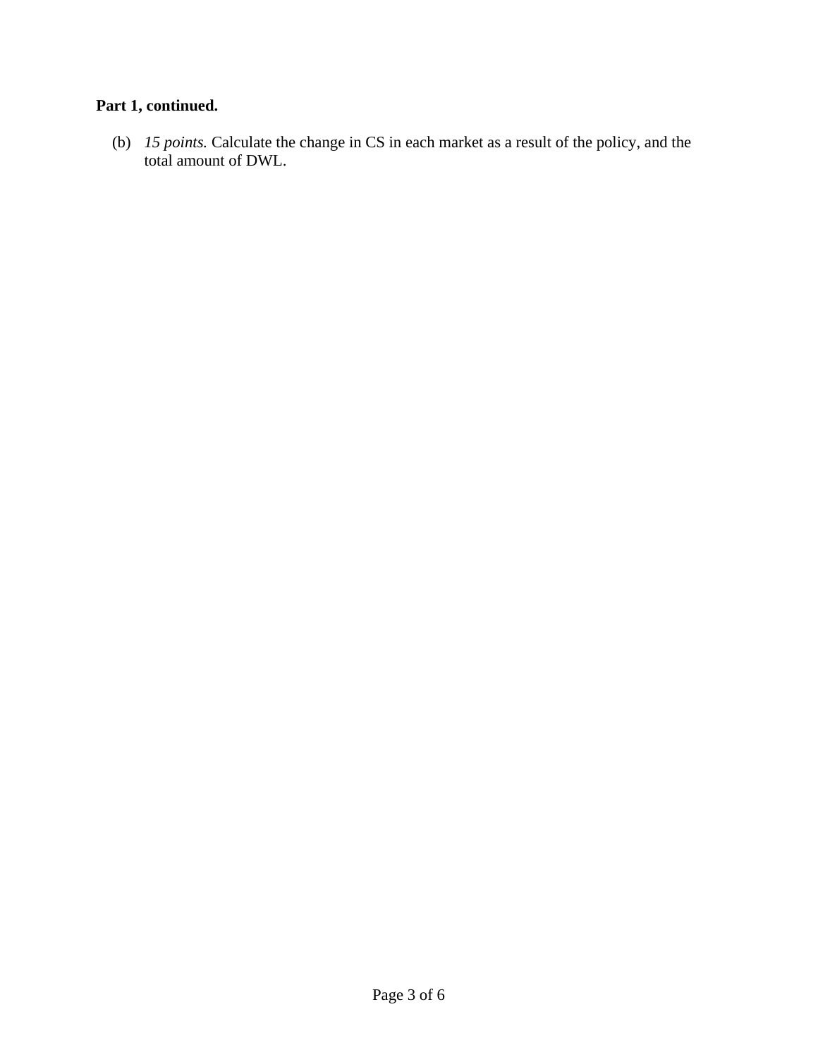**Part 1, continued.**

(b) *15 points.* Calculate the change in CS in each market as a result of the policy, and the total amount of DWL.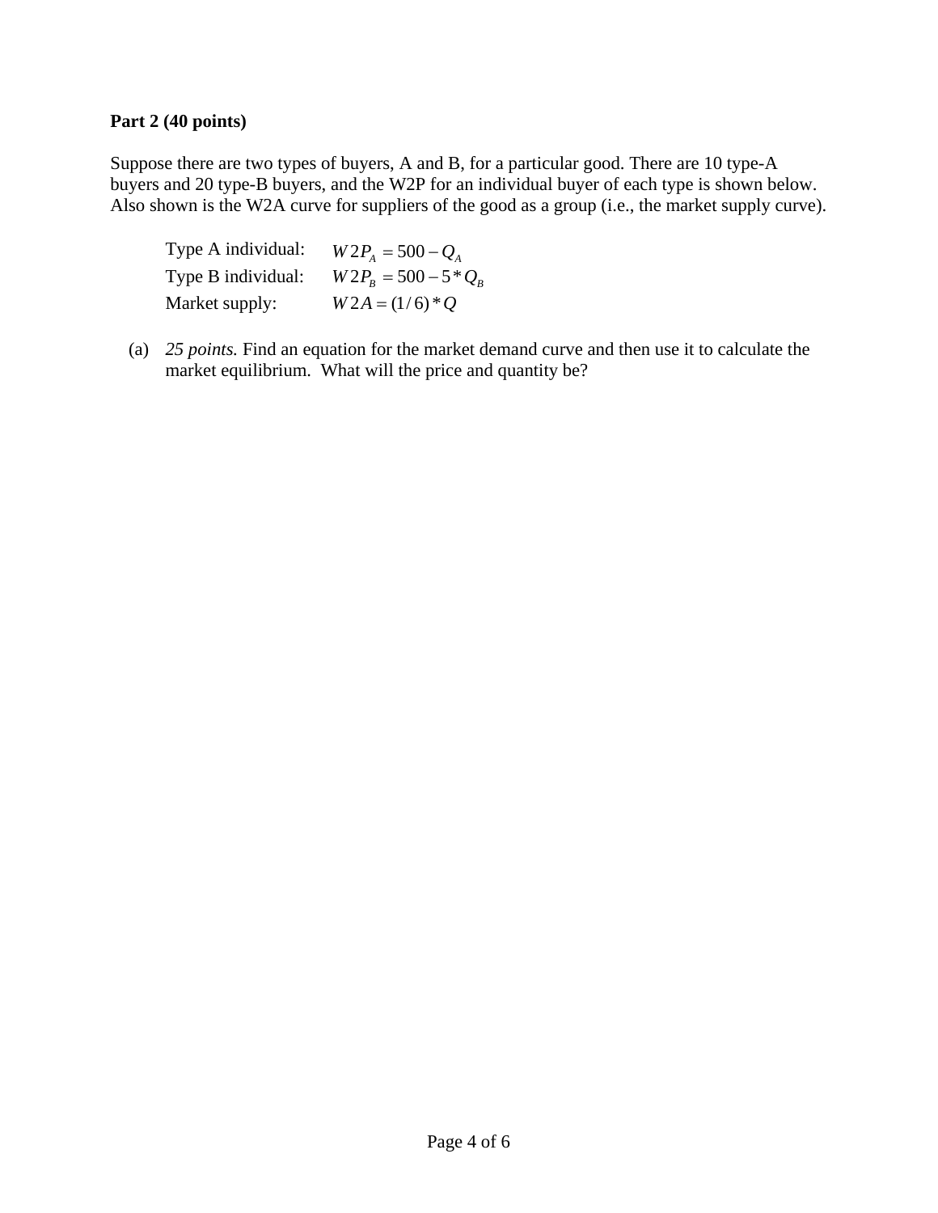**Part 2 (40 points)**

Suppose there are two types of buyers, A and B, for a particular good. There are 10 type-A buyers and 20 type-B buyers, and the W2P for an individual buyer of each type is shown below. Also shown is the W2A curve for suppliers of the good as a group (i.e., the market supply curve).

| | |
|---|---|
| Type A individual: | $W2P_A = 500 - Q_A$ |
| Type B individual: | $W2P_B = 500 - 5 * Q_B$ |
| Market supply: | $W2A = (1/6) * Q$ |

(a) *25 points.* Find an equation for the market demand curve and then use it to calculate the market equilibrium. What will the price and quantity be?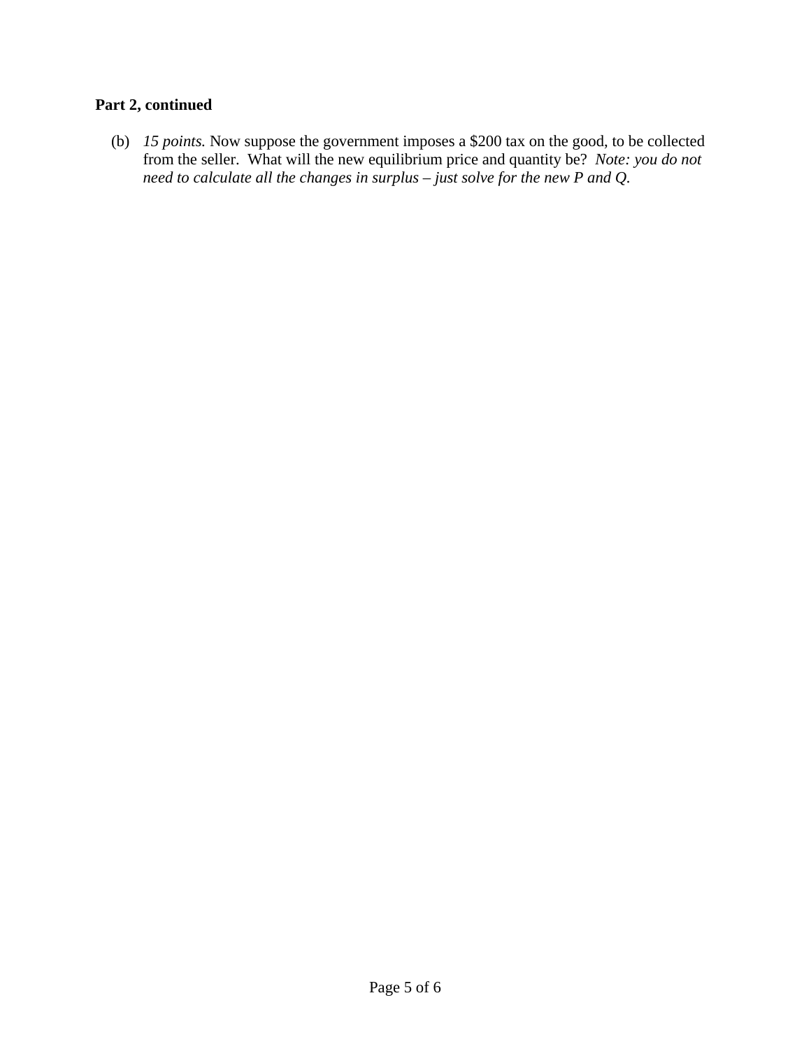**Part 2, continued**

(b) *15 points.* Now suppose the government imposes a $200 tax on the good, to be collected from the seller. What will the new equilibrium price and quantity be? *Note: you do not need to calculate all the changes in surplus – just solve for the new P and Q.*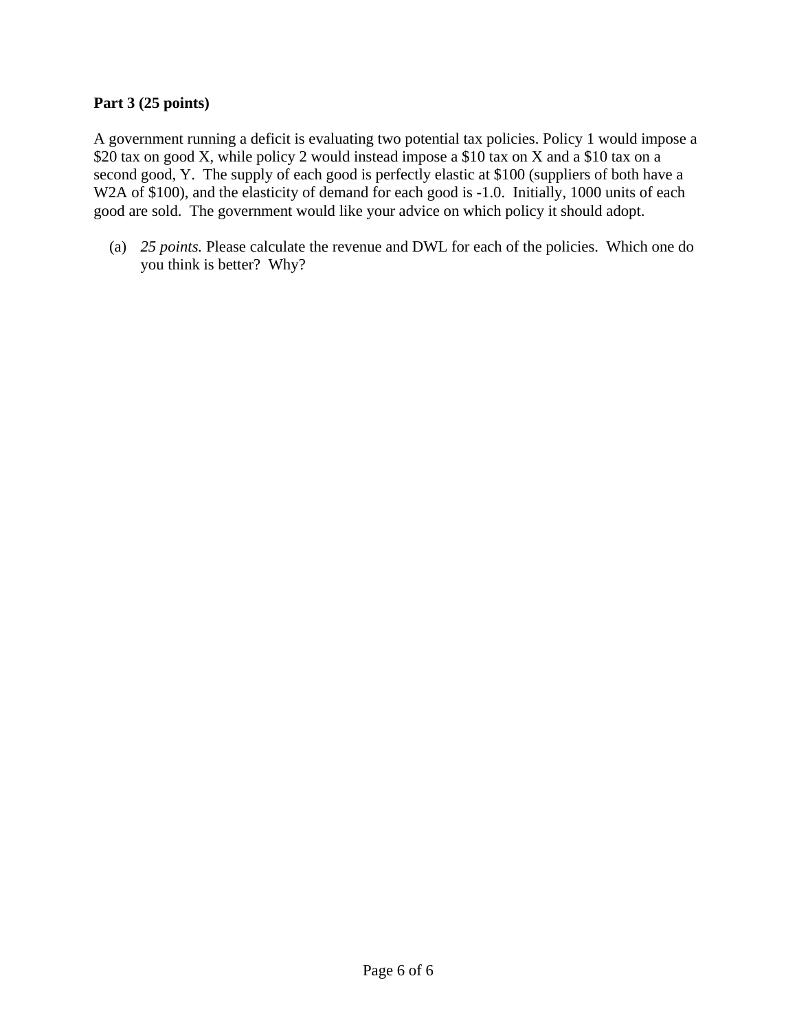**Part 3 (25 points)**

A government running a deficit is evaluating two potential tax policies. Policy 1 would impose a $20 tax on good X, while policy 2 would instead impose a $10 tax on X and a $10 tax on a second good, Y. The supply of each good is perfectly elastic at $100 (suppliers of both have a W2A of $100), and the elasticity of demand for each good is -1.0. Initially, 1000 units of each good are sold. The government would like your advice on which policy it should adopt.

(a) *25 points.* Please calculate the revenue and DWL for each of the policies. Which one do you think is better? Why?